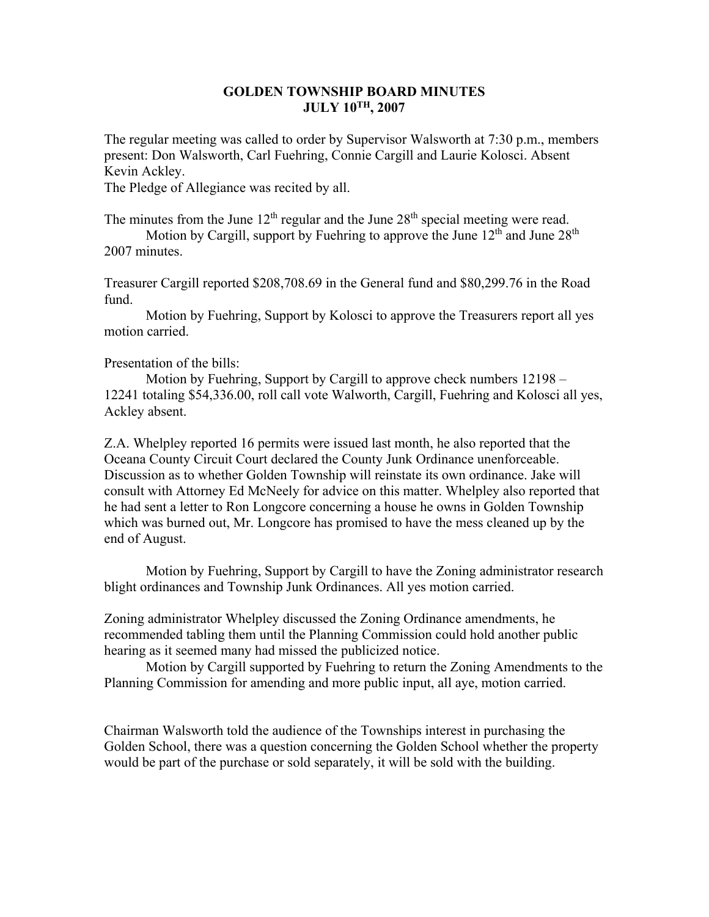# GOLDEN TOWNSHIP BOARD MINUTES
## JULY 10TH, 2007

The regular meeting was called to order by Supervisor Walsworth at 7:30 p.m., members present: Don Walsworth, Carl Fuehring, Connie Cargill and Laurie Kolosci. Absent Kevin Ackley.
The Pledge of Allegiance was recited by all.

The minutes from the June 12th regular and the June 28th special meeting were read.
Motion by Cargill, support by Fuehring to approve the June 12th and June 28th 2007 minutes.

Treasurer Cargill reported $208,708.69 in the General fund and $80,299.76 in the Road fund.
Motion by Fuehring, Support by Kolosci to approve the Treasurers report all yes motion carried.

Presentation of the bills:
Motion by Fuehring, Support by Cargill to approve check numbers 12198 – 12241 totaling $54,336.00, roll call vote Walworth, Cargill, Fuehring and Kolosci all yes, Ackley absent.

Z.A. Whelpley reported 16 permits were issued last month, he also reported that the Oceana County Circuit Court declared the County Junk Ordinance unenforceable. Discussion as to whether Golden Township will reinstate its own ordinance. Jake will consult with Attorney Ed McNeely for advice on this matter. Whelpley also reported that he had sent a letter to Ron Longcore concerning a house he owns in Golden Township which was burned out, Mr. Longcore has promised to have the mess cleaned up by the end of August.

Motion by Fuehring, Support by Cargill to have the Zoning administrator research blight ordinances and Township Junk Ordinances. All yes motion carried.

Zoning administrator Whelpley discussed the Zoning Ordinance amendments, he recommended tabling them until the Planning Commission could hold another public hearing as it seemed many had missed the publicized notice.
Motion by Cargill supported by Fuehring to return the Zoning Amendments to the Planning Commission for amending and more public input, all aye, motion carried.

Chairman Walsworth told the audience of the Townships interest in purchasing the Golden School, there was a question concerning the Golden School whether the property would be part of the purchase or sold separately, it will be sold with the building.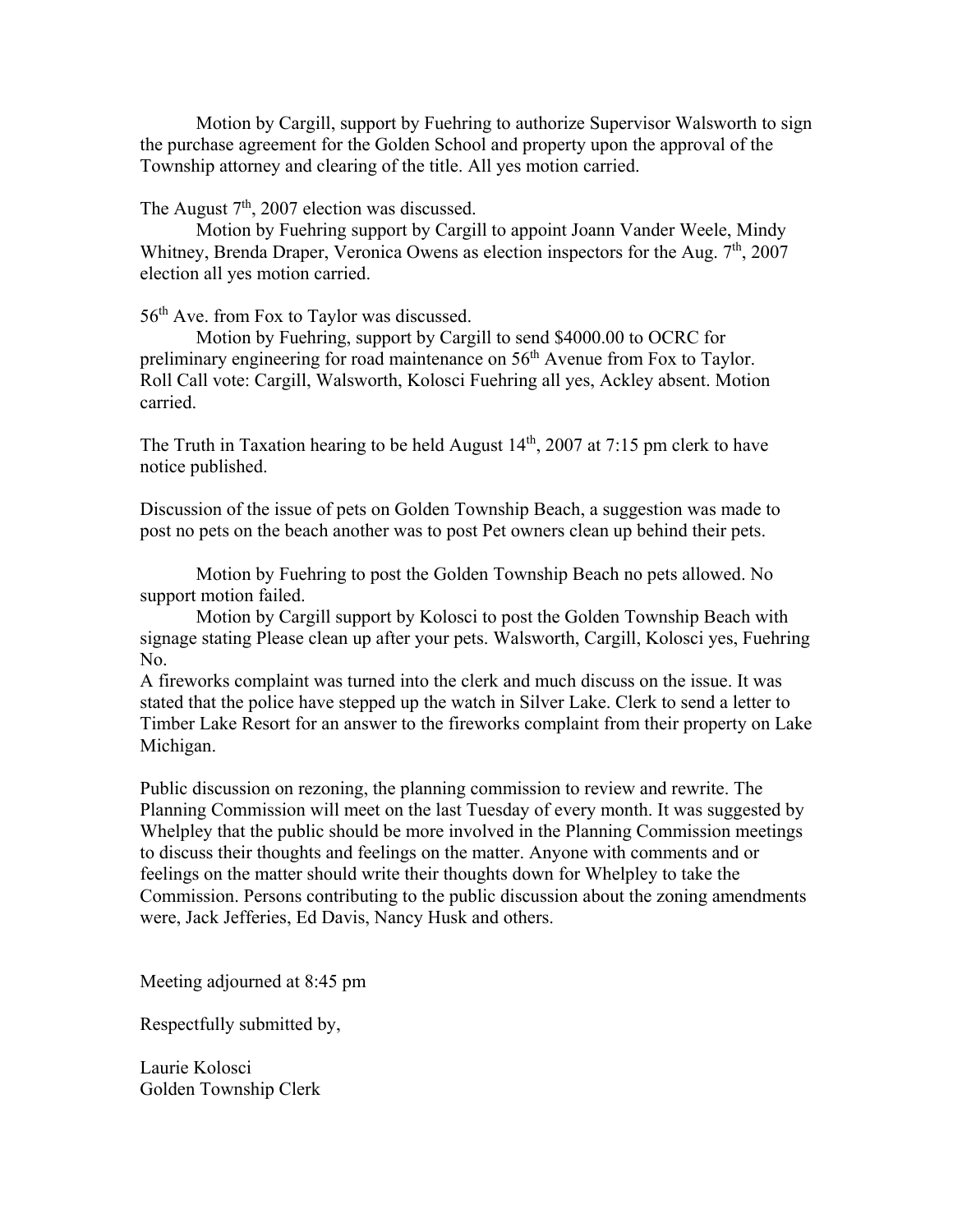Motion by Cargill, support by Fuehring to authorize Supervisor Walsworth to sign the purchase agreement for the Golden School and property upon the approval of the Township attorney and clearing of the title. All yes motion carried.

The August 7th, 2007 election was discussed.

Motion by Fuehring support by Cargill to appoint Joann Vander Weele, Mindy Whitney, Brenda Draper, Veronica Owens as election inspectors for the Aug. 7th, 2007 election all yes motion carried.

56th Ave. from Fox to Taylor was discussed.

Motion by Fuehring, support by Cargill to send $4000.00 to OCRC for preliminary engineering for road maintenance on 56th Avenue from Fox to Taylor. Roll Call vote: Cargill, Walsworth, Kolosci Fuehring all yes, Ackley absent. Motion carried.

The Truth in Taxation hearing to be held August 14th, 2007 at 7:15 pm clerk to have notice published.

Discussion of the issue of pets on Golden Township Beach, a suggestion was made to post no pets on the beach another was to post Pet owners clean up behind their pets.

Motion by Fuehring to post the Golden Township Beach no pets allowed. No support motion failed.

Motion by Cargill support by Kolosci to post the Golden Township Beach with signage stating Please clean up after your pets. Walsworth, Cargill, Kolosci yes, Fuehring No.

A fireworks complaint was turned into the clerk and much discuss on the issue. It was stated that the police have stepped up the watch in Silver Lake. Clerk to send a letter to Timber Lake Resort for an answer to the fireworks complaint from their property on Lake Michigan.

Public discussion on rezoning, the planning commission to review and rewrite. The Planning Commission will meet on the last Tuesday of every month. It was suggested by Whelpley that the public should be more involved in the Planning Commission meetings to discuss their thoughts and feelings on the matter. Anyone with comments and or feelings on the matter should write their thoughts down for Whelpley to take the Commission. Persons contributing to the public discussion about the zoning amendments were, Jack Jefferies, Ed Davis, Nancy Husk and others.

Meeting adjourned at 8:45 pm

Respectfully submitted by,

Laurie Kolosci
Golden Township Clerk